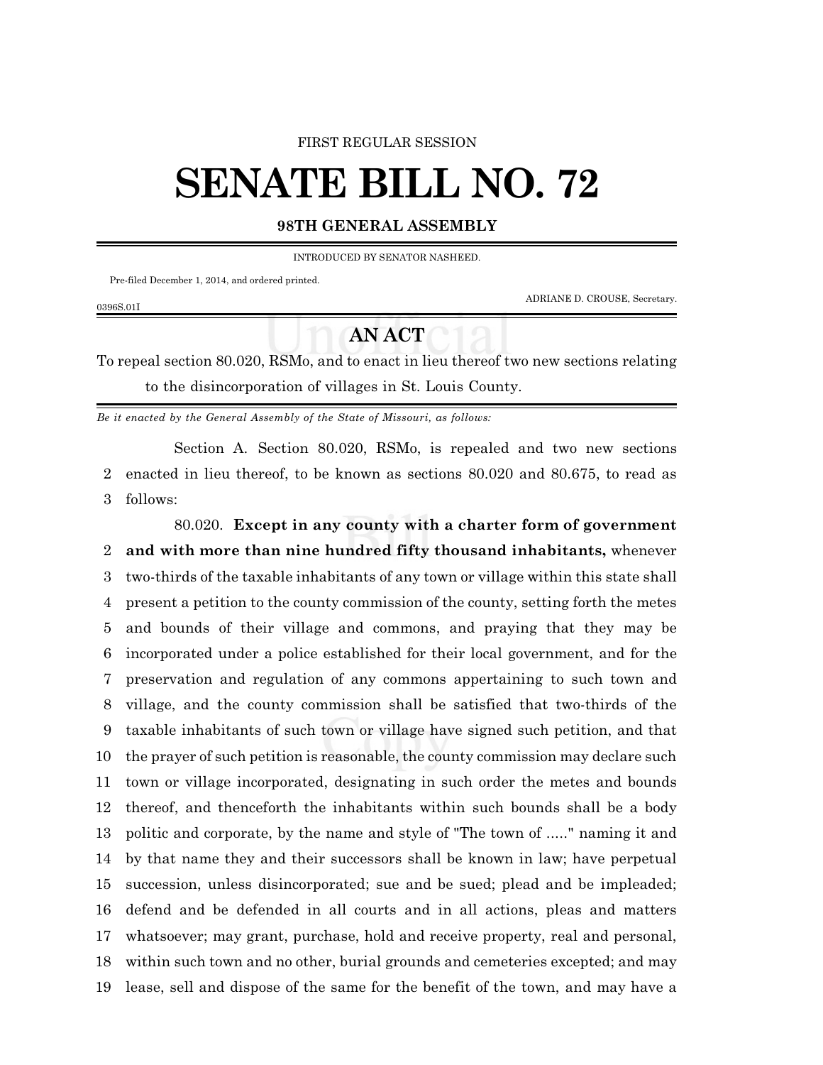FIRST REGULAR SESSION

# SENATE BILL NO. 72

**98TH GENERAL ASSEMBLY**

INTRODUCED BY SENATOR NASHEED.

Pre-filed December 1, 2014, and ordered printed.

ADRIANE D. CROUSE, Secretary.

0396S.01I

## AN ACT

To repeal section 80.020, RSMo, and to enact in lieu thereof two new sections relating to the disincorporation of villages in St. Louis County.

*Be it enacted by the General Assembly of the State of Missouri, as follows:*

Section A. Section 80.020, RSMo, is repealed and two new sections enacted in lieu thereof, to be known as sections 80.020 and 80.675, to read as follows:

80.020. **Except in any county with a charter form of government and with more than nine hundred fifty thousand inhabitants,** whenever two-thirds of the taxable inhabitants of any town or village within this state shall present a petition to the county commission of the county, setting forth the metes and bounds of their village and commons, and praying that they may be incorporated under a police established for their local government, and for the preservation and regulation of any commons appertaining to such town and village, and the county commission shall be satisfied that two-thirds of the taxable inhabitants of such town or village have signed such petition, and that the prayer of such petition is reasonable, the county commission may declare such town or village incorporated, designating in such order the metes and bounds thereof, and thenceforth the inhabitants within such bounds shall be a body politic and corporate, by the name and style of "The town of ....." naming it and by that name they and their successors shall be known in law; have perpetual succession, unless disincorporated; sue and be sued; plead and be impleaded; defend and be defended in all courts and in all actions, pleas and matters whatsoever; may grant, purchase, hold and receive property, real and personal, within such town and no other, burial grounds and cemeteries excepted; and may lease, sell and dispose of the same for the benefit of the town, and may have a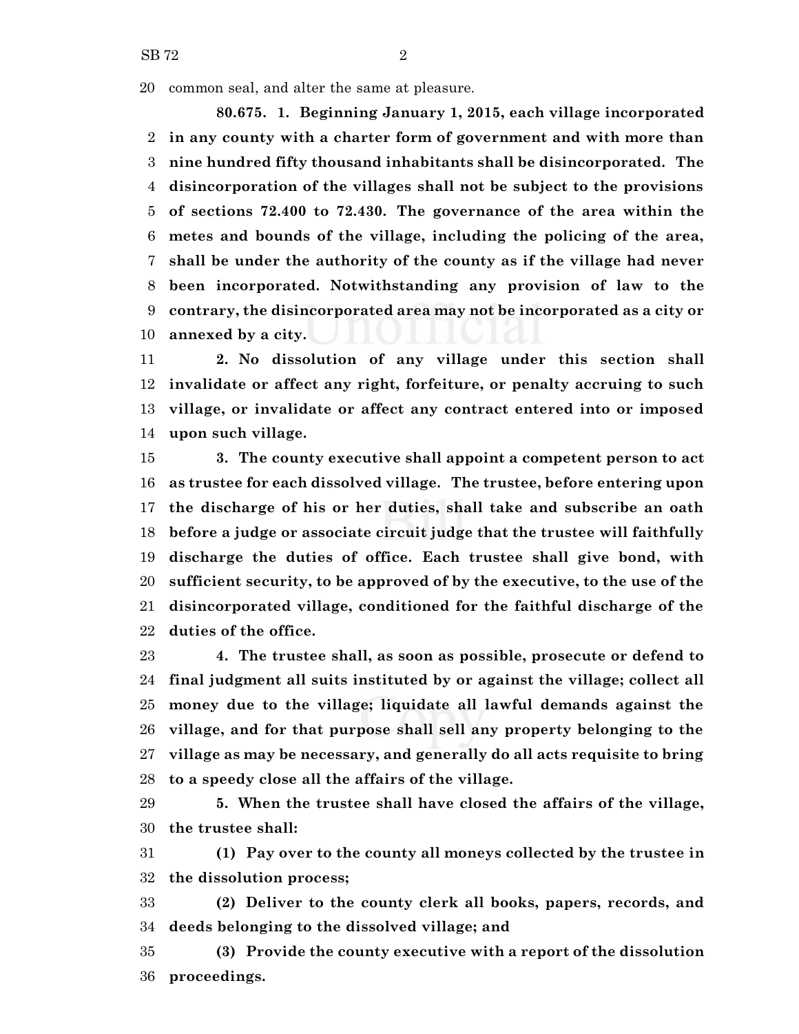common seal, and alter the same at pleasure.

**80.675. 1. Beginning January 1, 2015, each village incorporated in any county with a charter form of government and with more than nine hundred fifty thousand inhabitants shall be disincorporated. The disincorporation of the villages shall not be subject to the provisions of sections 72.400 to 72.430. The governance of the area within the metes and bounds of the village, including the policing of the area, shall be under the authority of the county as if the village had never been incorporated. Notwithstanding any provision of law to the contrary, the disincorporated area may not be incorporated as a city or annexed by a city.**

**2. No dissolution of any village under this section shall invalidate or affect any right, forfeiture, or penalty accruing to such village, or invalidate or affect any contract entered into or imposed upon such village.**

**3. The county executive shall appoint a competent person to act as trustee for each dissolved village. The trustee, before entering upon the discharge of his or her duties, shall take and subscribe an oath before a judge or associate circuit judge that the trustee will faithfully discharge the duties of office. Each trustee shall give bond, with sufficient security, to be approved of by the executive, to the use of the disincorporated village, conditioned for the faithful discharge of the duties of the office.**

**4. The trustee shall, as soon as possible, prosecute or defend to final judgment all suits instituted by or against the village; collect all money due to the village; liquidate all lawful demands against the village, and for that purpose shall sell any property belonging to the village as may be necessary, and generally do all acts requisite to bring to a speedy close all the affairs of the village.**

**5. When the trustee shall have closed the affairs of the village, the trustee shall:**

**(1) Pay over to the county all moneys collected by the trustee in the dissolution process;**

**(2) Deliver to the county clerk all books, papers, records, and deeds belonging to the dissolved village; and**

**(3) Provide the county executive with a report of the dissolution proceedings.**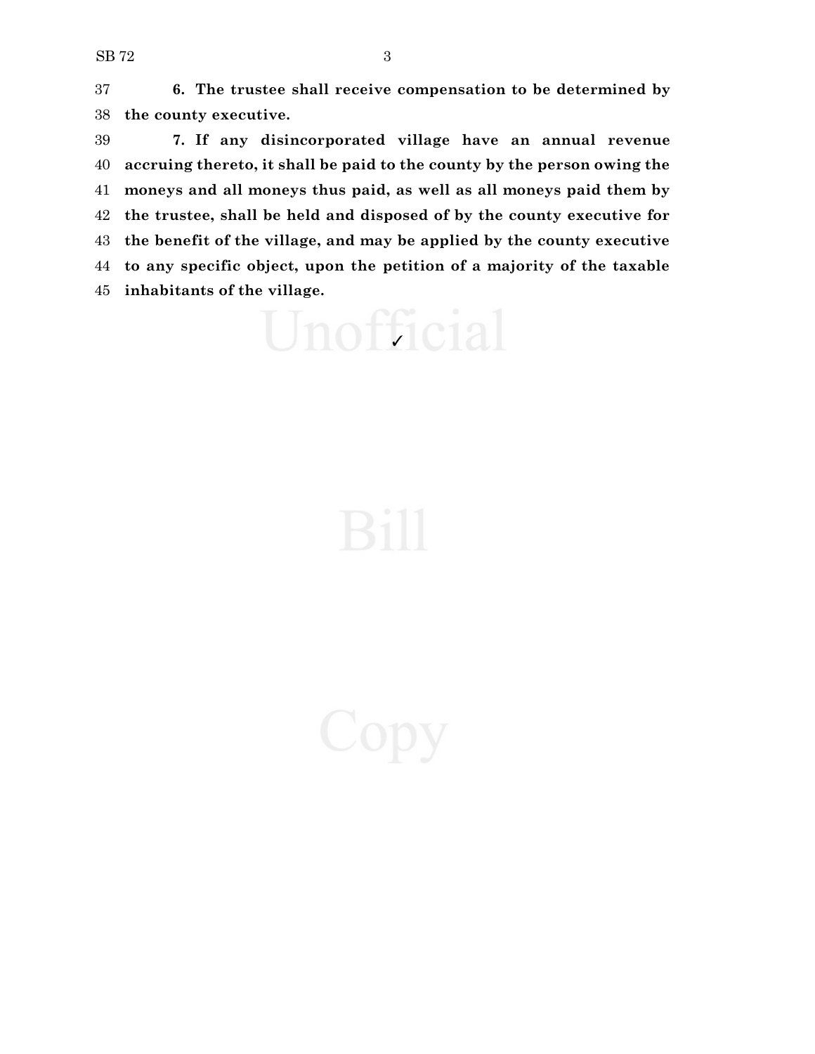**6. The trustee shall receive compensation to be determined by the county executive.**

**7. If any disincorporated village have an annual revenue accruing thereto, it shall be paid to the county by the person owing the moneys and all moneys thus paid, as well as all moneys paid them by the trustee, shall be held and disposed of by the county executive for the benefit of the village, and may be applied by the county executive to any specific object, upon the petition of a majority of the taxable inhabitants of the village.**

✓